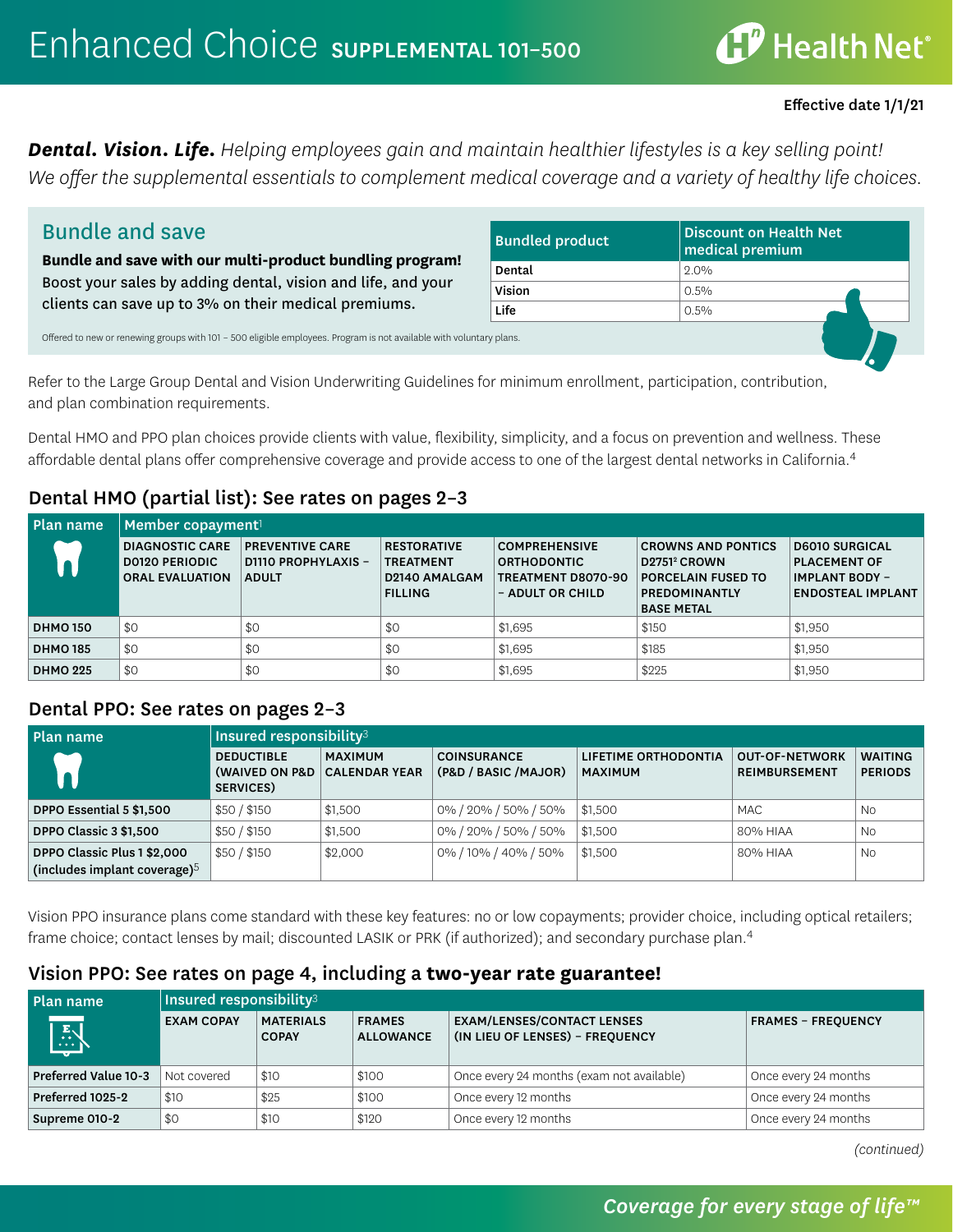# Enhanced Choice SUPPLEMENTAL 101–500

Effective date 1/1/21

***Dental. Vision. Life.*** *Helping employees gain and maintain healthier lifestyles is a key selling point! We offer the supplemental essentials to complement medical coverage and a variety of healthy life choices.*

## Bundle and save

**Bundle and save with our multi-product bundling program!** Boost your sales by adding dental, vision and life, and your clients can save up to 3% on their medical premiums.

| Bundled product | Discount on Health Net medical premium |
|---|---|
| Dental | 2.0% |
| Vision | 0.5% |
| Life | 0.5% |

Offered to new or renewing groups with 101 – 500 eligible employees. Program is not available with voluntary plans.

Refer to the Large Group Dental and Vision Underwriting Guidelines for minimum enrollment, participation, contribution, and plan combination requirements.

Dental HMO and PPO plan choices provide clients with value, flexibility, simplicity, and a focus on prevention and wellness. These affordable dental plans offer comprehensive coverage and provide access to one of the largest dental networks in California.[4]

## Dental HMO (partial list): See rates on pages 2–3

| Plan name | Member copayment[1] | | | | | |
|---|---|---|---|---|---|---|
| | DIAGNOSTIC CARE D0120 PERIODIC ORAL EVALUATION | PREVENTIVE CARE D1110 PROPHYLAXIS – ADULT | RESTORATIVE TREATMENT D2140 AMALGAM FILLING | COMPREHENSIVE ORTHODONTIC TREATMENT D8070-90 – ADULT OR CHILD | CROWNS AND PONTICS D2751[2] CROWN PORCELAIN FUSED TO PREDOMINANTLY BASE METAL | D6010 SURGICAL PLACEMENT OF IMPLANT BODY – ENDOSTEAL IMPLANT |
| DHMO 150 | $0 | $0 | $0 | $1,695 | $150 | $1,950 |
| DHMO 185 | $0 | $0 | $0 | $1,695 | $185 | $1,950 |
| DHMO 225 | $0 | $0 | $0 | $1,695 | $225 | $1,950 |

## Dental PPO: See rates on pages 2–3

| Plan name | Insured responsibility[3] | | | | | |
|---|---|---|---|---|---|---|
| | DEDUCTIBLE (WAIVED ON P&D SERVICES) | MAXIMUM CALENDAR YEAR | COINSURANCE (P&D / BASIC /MAJOR) | LIFETIME ORTHODONTIA MAXIMUM | OUT-OF-NETWORK REIMBURSEMENT | WAITING PERIODS |
| DPPO Essential 5 $1,500 | $50 / $150 | $1,500 | 0% / 20% / 50% / 50% | $1,500 | MAC | No |
| DPPO Classic 3 $1,500 | $50 / $150 | $1,500 | 0% / 20% / 50% / 50% | $1,500 | 80% HIAA | No |
| DPPO Classic Plus 1 $2,000 (includes implant coverage)[5] | $50 / $150 | $2,000 | 0% / 10% / 40% / 50% | $1,500 | 80% HIAA | No |

Vision PPO insurance plans come standard with these key features: no or low copayments; provider choice, including optical retailers; frame choice; contact lenses by mail; discounted LASIK or PRK (if authorized); and secondary purchase plan.[4]

## Vision PPO: See rates on page 4, including a **two-year rate guarantee!**

| Plan name | Insured responsibility[3] | | | | |
|---|---|---|---|---|---|
| | EXAM COPAY | MATERIALS COPAY | FRAMES ALLOWANCE | EXAM/LENSES/CONTACT LENSES (IN LIEU OF LENSES) – FREQUENCY | FRAMES – FREQUENCY |
| Preferred Value 10-3 | Not covered | $10 | $100 | Once every 24 months (exam not available) | Once every 24 months |
| Preferred 1025-2 | $10 | $25 | $100 | Once every 12 months | Once every 24 months |
| Supreme 010-2 | $0 | $10 | $120 | Once every 12 months | Once every 24 months |

*(continued)*

*Coverage for every stage of life™*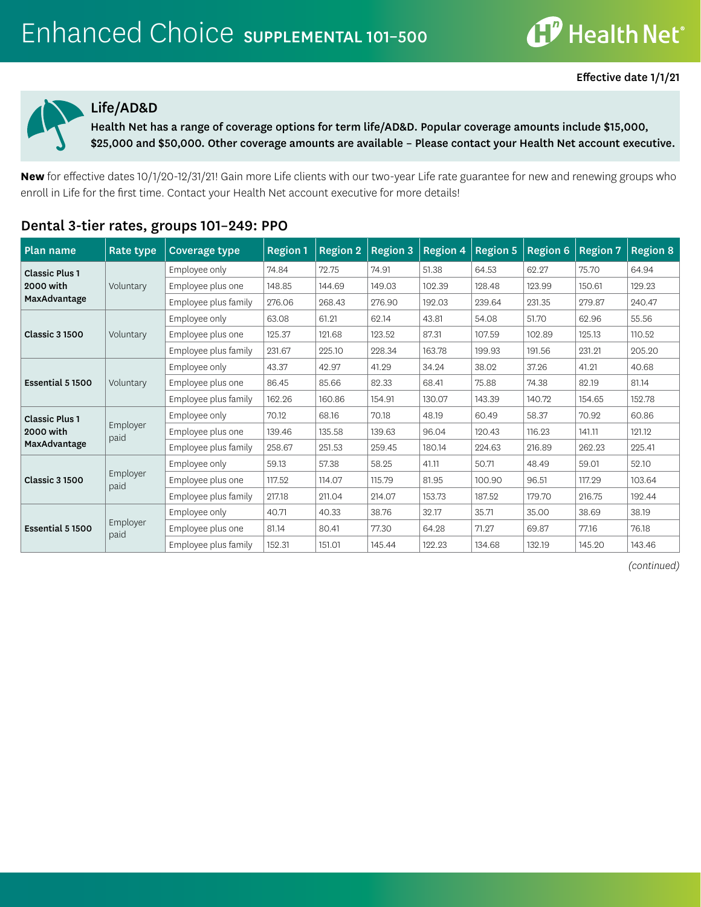# Enhanced Choice SUPPLEMENTAL 101–500

Effective date 1/1/21

## Life/AD&D

**Health Net has a range of coverage options for term life/AD&D. Popular coverage amounts include $15,000, $25,000 and $50,000. Other coverage amounts are available – Please contact your Health Net account executive.**

**New** for effective dates 10/1/20-12/31/21! Gain more Life clients with our two-year Life rate guarantee for new and renewing groups who enroll in Life for the first time. Contact your Health Net account executive for more details!

## Dental 3-tier rates, groups 101–249: PPO

| Plan name | Rate type | Coverage type | Region 1 | Region 2 | Region 3 | Region 4 | Region 5 | Region 6 | Region 7 | Region 8 |
|---|---|---|---|---|---|---|---|---|---|---|
| **Classic Plus 1 2000 with MaxAdvantage** | Voluntary | Employee only | 74.84 | 72.75 | 74.91 | 51.38 | 64.53 | 62.27 | 75.70 | 64.94 |
| | | Employee plus one | 148.85 | 144.69 | 149.03 | 102.39 | 128.48 | 123.99 | 150.61 | 129.23 |
| | | Employee plus family | 276.06 | 268.43 | 276.90 | 192.03 | 239.64 | 231.35 | 279.87 | 240.47 |
| **Classic 3 1500** | Voluntary | Employee only | 63.08 | 61.21 | 62.14 | 43.81 | 54.08 | 51.70 | 62.96 | 55.56 |
| | | Employee plus one | 125.37 | 121.68 | 123.52 | 87.31 | 107.59 | 102.89 | 125.13 | 110.52 |
| | | Employee plus family | 231.67 | 225.10 | 228.34 | 163.78 | 199.93 | 191.56 | 231.21 | 205.20 |
| **Essential 5 1500** | Voluntary | Employee only | 43.37 | 42.97 | 41.29 | 34.24 | 38.02 | 37.26 | 41.21 | 40.68 |
| | | Employee plus one | 86.45 | 85.66 | 82.33 | 68.41 | 75.88 | 74.38 | 82.19 | 81.14 |
| | | Employee plus family | 162.26 | 160.86 | 154.91 | 130.07 | 143.39 | 140.72 | 154.65 | 152.78 |
| **Classic Plus 1 2000 with MaxAdvantage** | Employer paid | Employee only | 70.12 | 68.16 | 70.18 | 48.19 | 60.49 | 58.37 | 70.92 | 60.86 |
| | | Employee plus one | 139.46 | 135.58 | 139.63 | 96.04 | 120.43 | 116.23 | 141.11 | 121.12 |
| | | Employee plus family | 258.67 | 251.53 | 259.45 | 180.14 | 224.63 | 216.89 | 262.23 | 225.41 |
| **Classic 3 1500** | Employer paid | Employee only | 59.13 | 57.38 | 58.25 | 41.11 | 50.71 | 48.49 | 59.01 | 52.10 |
| | | Employee plus one | 117.52 | 114.07 | 115.79 | 81.95 | 100.90 | 96.51 | 117.29 | 103.64 |
| | | Employee plus family | 217.18 | 211.04 | 214.07 | 153.73 | 187.52 | 179.70 | 216.75 | 192.44 |
| **Essential 5 1500** | Employer paid | Employee only | 40.71 | 40.33 | 38.76 | 32.17 | 35.71 | 35.00 | 38.69 | 38.19 |
| | | Employee plus one | 81.14 | 80.41 | 77.30 | 64.28 | 71.27 | 69.87 | 77.16 | 76.18 |
| | | Employee plus family | 152.31 | 151.01 | 145.44 | 122.23 | 134.68 | 132.19 | 145.20 | 143.46 |

*(continued)*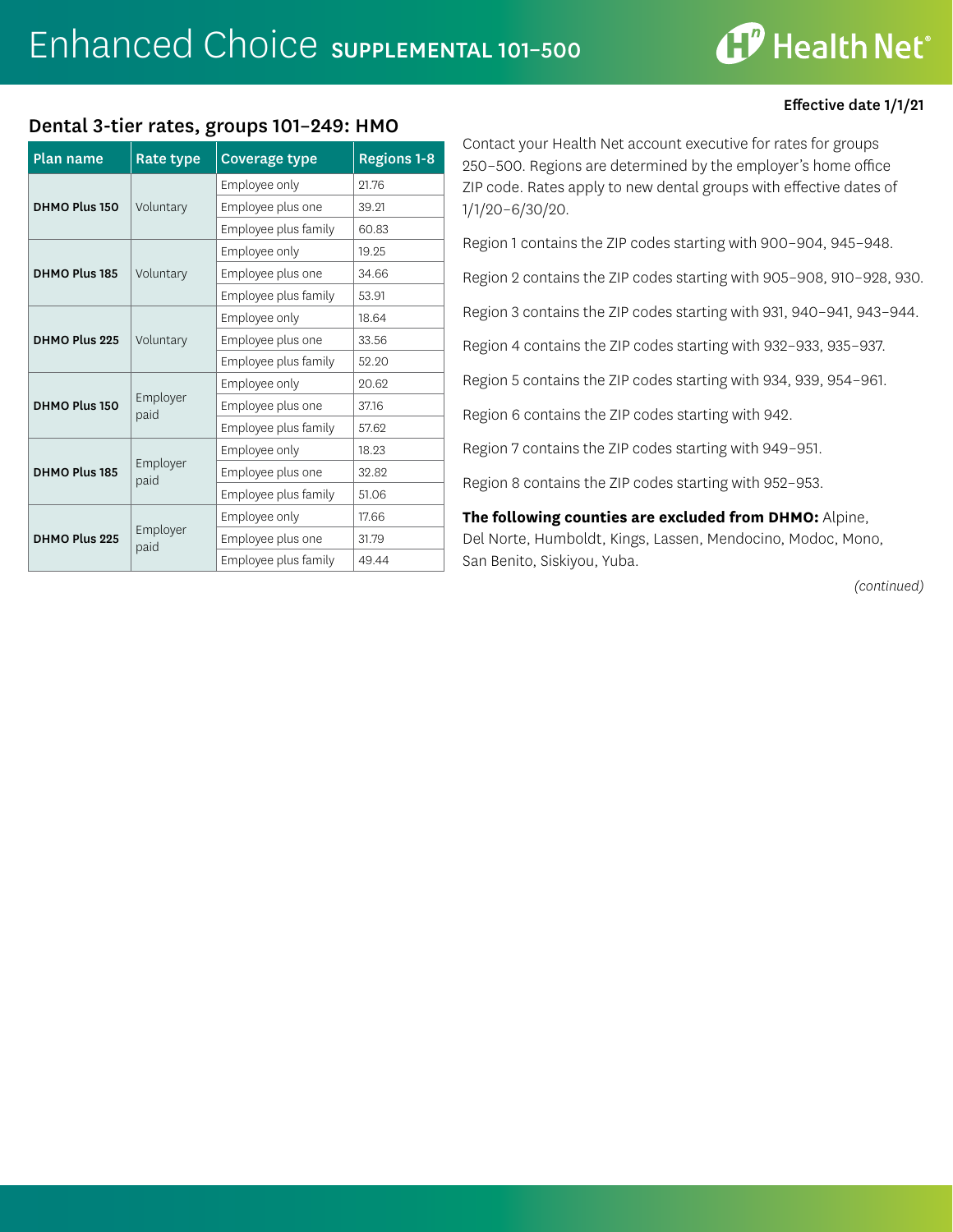# Enhanced Choice SUPPLEMENTAL 101–500

**Effective date 1/1/21**

## Dental 3-tier rates, groups 101–249: HMO

| Plan name | Rate type | Coverage type | Regions 1-8 |
|---|---|---|---|
| **DHMO Plus 150** | Voluntary | Employee only | 21.76 |
| | | Employee plus one | 39.21 |
| | | Employee plus family | 60.83 |
| **DHMO Plus 185** | Voluntary | Employee only | 19.25 |
| | | Employee plus one | 34.66 |
| | | Employee plus family | 53.91 |
| **DHMO Plus 225** | Voluntary | Employee only | 18.64 |
| | | Employee plus one | 33.56 |
| | | Employee plus family | 52.20 |
| **DHMO Plus 150** | Employer paid | Employee only | 20.62 |
| | | Employee plus one | 37.16 |
| | | Employee plus family | 57.62 |
| **DHMO Plus 185** | Employer paid | Employee only | 18.23 |
| | | Employee plus one | 32.82 |
| | | Employee plus family | 51.06 |
| **DHMO Plus 225** | Employer paid | Employee only | 17.66 |
| | | Employee plus one | 31.79 |
| | | Employee plus family | 49.44 |

Contact your Health Net account executive for rates for groups 250–500. Regions are determined by the employer's home office ZIP code. Rates apply to new dental groups with effective dates of 1/1/20–6/30/20.

Region 1 contains the ZIP codes starting with 900–904, 945–948.

Region 2 contains the ZIP codes starting with 905–908, 910–928, 930.

Region 3 contains the ZIP codes starting with 931, 940–941, 943–944.

Region 4 contains the ZIP codes starting with 932–933, 935–937.

Region 5 contains the ZIP codes starting with 934, 939, 954–961.

Region 6 contains the ZIP codes starting with 942.

Region 7 contains the ZIP codes starting with 949–951.

Region 8 contains the ZIP codes starting with 952–953.

**The following counties are excluded from DHMO:** Alpine, Del Norte, Humboldt, Kings, Lassen, Mendocino, Modoc, Mono, San Benito, Siskiyou, Yuba.

*(continued)*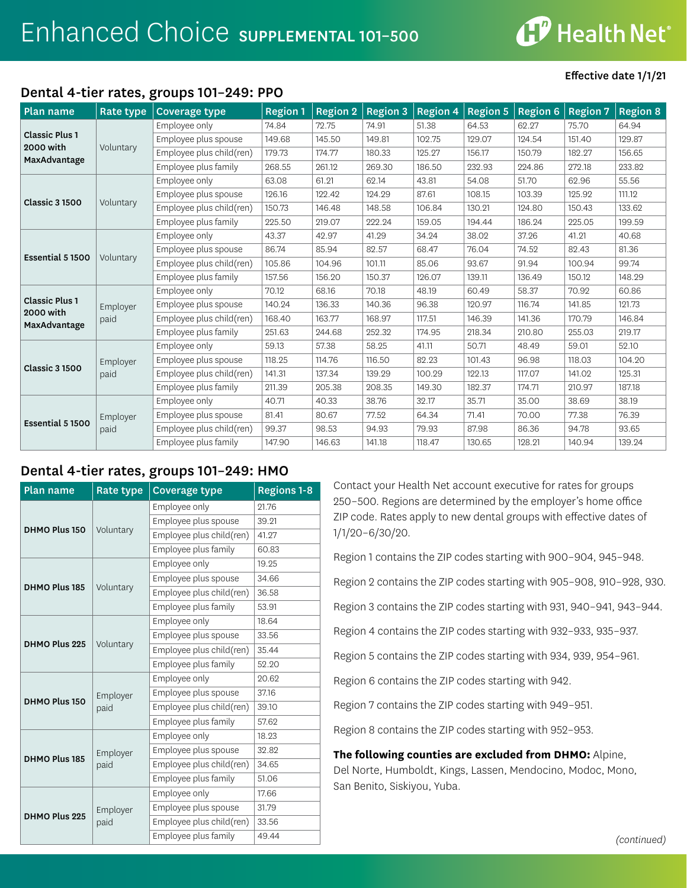# Enhanced Choice SUPPLEMENTAL 101–500

Effective date 1/1/21

## Dental 4-tier rates, groups 101–249: PPO

| Plan name | Rate type | Coverage type | Region 1 | Region 2 | Region 3 | Region 4 | Region 5 | Region 6 | Region 7 | Region 8 |
|---|---|---|---|---|---|---|---|---|---|---|
| **Classic Plus 1 2000 with MaxAdvantage** | Voluntary | Employee only | 74.84 | 72.75 | 74.91 | 51.38 | 64.53 | 62.27 | 75.70 | 64.94 |
| | | Employee plus spouse | 149.68 | 145.50 | 149.81 | 102.75 | 129.07 | 124.54 | 151.40 | 129.87 |
| | | Employee plus child(ren) | 179.73 | 174.77 | 180.33 | 125.27 | 156.17 | 150.79 | 182.27 | 156.65 |
| | | Employee plus family | 268.55 | 261.12 | 269.30 | 186.50 | 232.93 | 224.86 | 272.18 | 233.82 |
| **Classic 3 1500** | Voluntary | Employee only | 63.08 | 61.21 | 62.14 | 43.81 | 54.08 | 51.70 | 62.96 | 55.56 |
| | | Employee plus spouse | 126.16 | 122.42 | 124.29 | 87.61 | 108.15 | 103.39 | 125.92 | 111.12 |
| | | Employee plus child(ren) | 150.73 | 146.48 | 148.58 | 106.84 | 130.21 | 124.80 | 150.43 | 133.62 |
| | | Employee plus family | 225.50 | 219.07 | 222.24 | 159.05 | 194.44 | 186.24 | 225.05 | 199.59 |
| **Essential 5 1500** | Voluntary | Employee only | 43.37 | 42.97 | 41.29 | 34.24 | 38.02 | 37.26 | 41.21 | 40.68 |
| | | Employee plus spouse | 86.74 | 85.94 | 82.57 | 68.47 | 76.04 | 74.52 | 82.43 | 81.36 |
| | | Employee plus child(ren) | 105.86 | 104.96 | 101.11 | 85.06 | 93.67 | 91.94 | 100.94 | 99.74 |
| | | Employee plus family | 157.56 | 156.20 | 150.37 | 126.07 | 139.11 | 136.49 | 150.12 | 148.29 |
| **Classic Plus 1 2000 with MaxAdvantage** | Employer paid | Employee only | 70.12 | 68.16 | 70.18 | 48.19 | 60.49 | 58.37 | 70.92 | 60.86 |
| | | Employee plus spouse | 140.24 | 136.33 | 140.36 | 96.38 | 120.97 | 116.74 | 141.85 | 121.73 |
| | | Employee plus child(ren) | 168.40 | 163.77 | 168.97 | 117.51 | 146.39 | 141.36 | 170.79 | 146.84 |
| | | Employee plus family | 251.63 | 244.68 | 252.32 | 174.95 | 218.34 | 210.80 | 255.03 | 219.17 |
| **Classic 3 1500** | Employer paid | Employee only | 59.13 | 57.38 | 58.25 | 41.11 | 50.71 | 48.49 | 59.01 | 52.10 |
| | | Employee plus spouse | 118.25 | 114.76 | 116.50 | 82.23 | 101.43 | 96.98 | 118.03 | 104.20 |
| | | Employee plus child(ren) | 141.31 | 137.34 | 139.29 | 100.29 | 122.13 | 117.07 | 141.02 | 125.31 |
| | | Employee plus family | 211.39 | 205.38 | 208.35 | 149.30 | 182.37 | 174.71 | 210.97 | 187.18 |
| **Essential 5 1500** | Employer paid | Employee only | 40.71 | 40.33 | 38.76 | 32.17 | 35.71 | 35.00 | 38.69 | 38.19 |
| | | Employee plus spouse | 81.41 | 80.67 | 77.52 | 64.34 | 71.41 | 70.00 | 77.38 | 76.39 |
| | | Employee plus child(ren) | 99.37 | 98.53 | 94.93 | 79.93 | 87.98 | 86.36 | 94.78 | 93.65 |
| | | Employee plus family | 147.90 | 146.63 | 141.18 | 118.47 | 130.65 | 128.21 | 140.94 | 139.24 |

## Dental 4-tier rates, groups 101–249: HMO

| Plan name | Rate type | Coverage type | Regions 1-8 |
|---|---|---|---|
| **DHMO Plus 150** | Voluntary | Employee only | 21.76 |
| | | Employee plus spouse | 39.21 |
| | | Employee plus child(ren) | 41.27 |
| | | Employee plus family | 60.83 |
| **DHMO Plus 185** | Voluntary | Employee only | 19.25 |
| | | Employee plus spouse | 34.66 |
| | | Employee plus child(ren) | 36.58 |
| | | Employee plus family | 53.91 |
| **DHMO Plus 225** | Voluntary | Employee only | 18.64 |
| | | Employee plus spouse | 33.56 |
| | | Employee plus child(ren) | 35.44 |
| | | Employee plus family | 52.20 |
| **DHMO Plus 150** | Employer paid | Employee only | 20.62 |
| | | Employee plus spouse | 37.16 |
| | | Employee plus child(ren) | 39.10 |
| | | Employee plus family | 57.62 |
| **DHMO Plus 185** | Employer paid | Employee only | 18.23 |
| | | Employee plus spouse | 32.82 |
| | | Employee plus child(ren) | 34.65 |
| | | Employee plus family | 51.06 |
| **DHMO Plus 225** | Employer paid | Employee only | 17.66 |
| | | Employee plus spouse | 31.79 |
| | | Employee plus child(ren) | 33.56 |
| | | Employee plus family | 49.44 |

Contact your Health Net account executive for rates for groups 250–500. Regions are determined by the employer's home office ZIP code. Rates apply to new dental groups with effective dates of 1/1/20–6/30/20.

Region 1 contains the ZIP codes starting with 900–904, 945–948.

Region 2 contains the ZIP codes starting with 905–908, 910–928, 930.

Region 3 contains the ZIP codes starting with 931, 940–941, 943–944.

Region 4 contains the ZIP codes starting with 932–933, 935–937.

Region 5 contains the ZIP codes starting with 934, 939, 954–961.

Region 6 contains the ZIP codes starting with 942.

Region 7 contains the ZIP codes starting with 949–951.

Region 8 contains the ZIP codes starting with 952–953.

**The following counties are excluded from DHMO:** Alpine, Del Norte, Humboldt, Kings, Lassen, Mendocino, Modoc, Mono, San Benito, Siskiyou, Yuba.

*(continued)*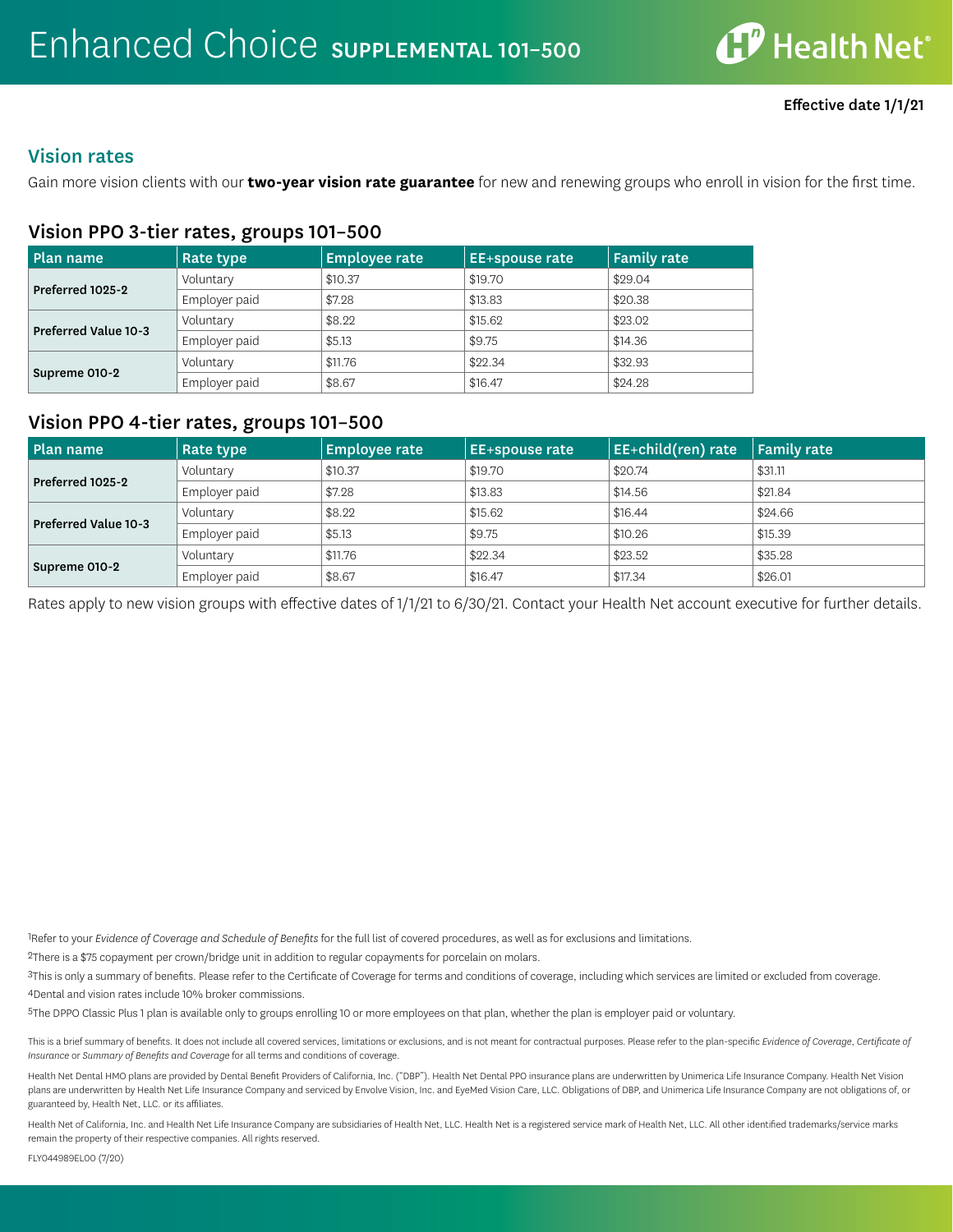# Enhanced Choice SUPPLEMENTAL 101–500

Effective date 1/1/21

## Vision rates

Gain more vision clients with our **two-year vision rate guarantee** for new and renewing groups who enroll in vision for the first time.

### Vision PPO 3-tier rates, groups 101–500

| Plan name | Rate type | Employee rate | EE+spouse rate | Family rate |
|---|---|---|---|---|
| **Preferred 1025-2** | Voluntary | $10.37 | $19.70 | $29.04 |
| | Employer paid | $7.28 | $13.83 | $20.38 |
| **Preferred Value 10-3** | Voluntary | $8.22 | $15.62 | $23.02 |
| | Employer paid | $5.13 | $9.75 | $14.36 |
| **Supreme 010-2** | Voluntary | $11.76 | $22.34 | $32.93 |
| | Employer paid | $8.67 | $16.47 | $24.28 |

### Vision PPO 4-tier rates, groups 101–500

| Plan name | Rate type | Employee rate | EE+spouse rate | EE+child(ren) rate | Family rate |
|---|---|---|---|---|---|
| **Preferred 1025-2** | Voluntary | $10.37 | $19.70 | $20.74 | $31.11 |
| | Employer paid | $7.28 | $13.83 | $14.56 | $21.84 |
| **Preferred Value 10-3** | Voluntary | $8.22 | $15.62 | $16.44 | $24.66 |
| | Employer paid | $5.13 | $9.75 | $10.26 | $15.39 |
| **Supreme 010-2** | Voluntary | $11.76 | $22.34 | $23.52 | $35.28 |
| | Employer paid | $8.67 | $16.47 | $17.34 | $26.01 |

Rates apply to new vision groups with effective dates of 1/1/21 to 6/30/21. Contact your Health Net account executive for further details.

[1]Refer to your *Evidence of Coverage and Schedule of Benefits* for the full list of covered procedures, as well as for exclusions and limitations.

[2]There is a $75 copayment per crown/bridge unit in addition to regular copayments for porcelain on molars.

[3]This is only a summary of benefits. Please refer to the Certificate of Coverage for terms and conditions of coverage, including which services are limited or excluded from coverage.

[4]Dental and vision rates include 10% broker commissions.

[5]The DPPO Classic Plus 1 plan is available only to groups enrolling 10 or more employees on that plan, whether the plan is employer paid or voluntary.

This is a brief summary of benefits. It does not include all covered services, limitations or exclusions, and is not meant for contractual purposes. Please refer to the plan-specific *Evidence of Coverage*, *Certificate of Insurance* or *Summary of Benefits and Coverage* for all terms and conditions of coverage.

Health Net Dental HMO plans are provided by Dental Benefit Providers of California, Inc. ("DBP"). Health Net Dental PPO insurance plans are underwritten by Unimerica Life Insurance Company. Health Net Vision plans are underwritten by Health Net Life Insurance Company and serviced by Envolve Vision, Inc. and EyeMed Vision Care, LLC. Obligations of DBP, and Unimerica Life Insurance Company are not obligations of, or guaranteed by, Health Net, LLC. or its affiliates.

Health Net of California, Inc. and Health Net Life Insurance Company are subsidiaries of Health Net, LLC. Health Net is a registered service mark of Health Net, LLC. All other identified trademarks/service marks remain the property of their respective companies. All rights reserved.

FLY044989EL00 (7/20)